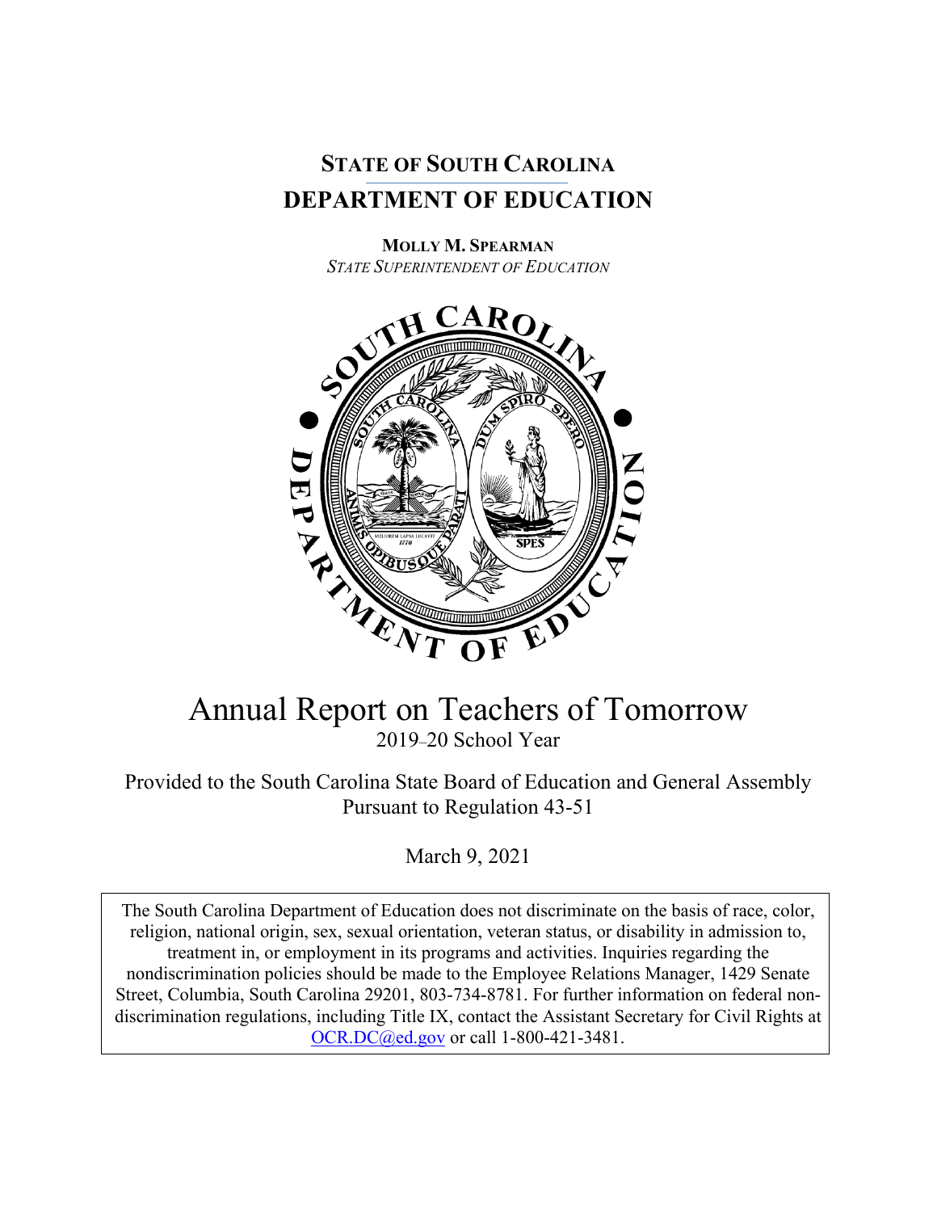**STATE OF SOUTH CAROLINA**

# DEPARTMENT OF EDUCATION

**MOLLY M. SPEARMAN**
*STATE SUPERINTENDENT OF EDUCATION*

# Annual Report on Teachers of Tomorrow

2019–20 School Year

Provided to the South Carolina State Board of Education and General Assembly Pursuant to Regulation 43-51

March 9, 2021

The South Carolina Department of Education does not discriminate on the basis of race, color, religion, national origin, sex, sexual orientation, veteran status, or disability in admission to, treatment in, or employment in its programs and activities. Inquiries regarding the nondiscrimination policies should be made to the Employee Relations Manager, 1429 Senate Street, Columbia, South Carolina 29201, 803-734-8781. For further information on federal non-discrimination regulations, including Title IX, contact the Assistant Secretary for Civil Rights at OCR.DC@ed.gov or call 1-800-421-3481.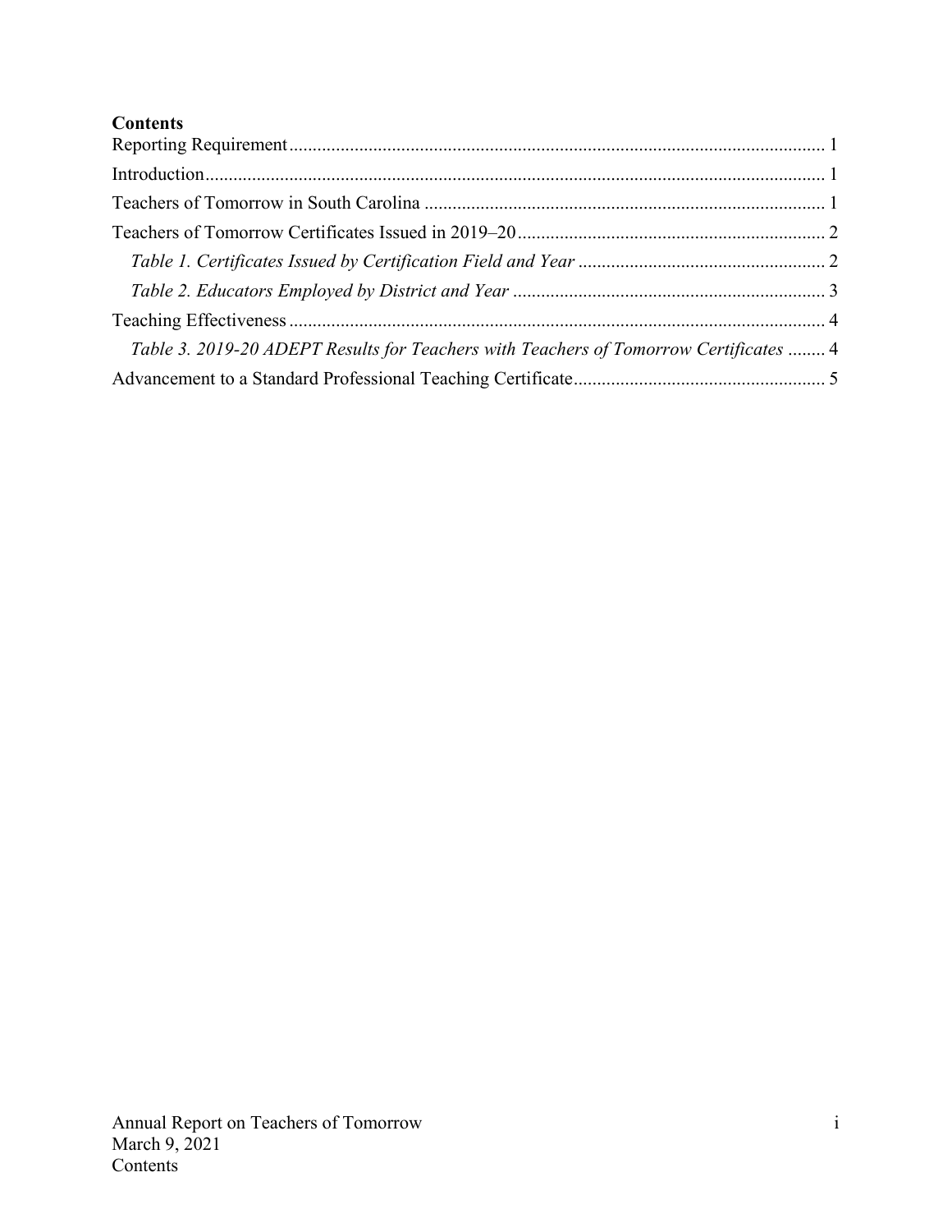**Contents**

Reporting Requirement ........................................................................................................ 1

Introduction ........................................................................................................................ 1

Teachers of Tomorrow in South Carolina .......................................................................... 1

Teachers of Tomorrow Certificates Issued in 2019–20 ...................................................... 2

*Table 1. Certificates Issued by Certification Field and Year* ........................................ 2

*Table 2. Educators Employed by District and Year* ........................................................ 3

Teaching Effectiveness ........................................................................................................ 4

*Table 3. 2019-20 ADEPT Results for Teachers with Teachers of Tomorrow Certificates* ........ 4

Advancement to a Standard Professional Teaching Certificate .......................................... 5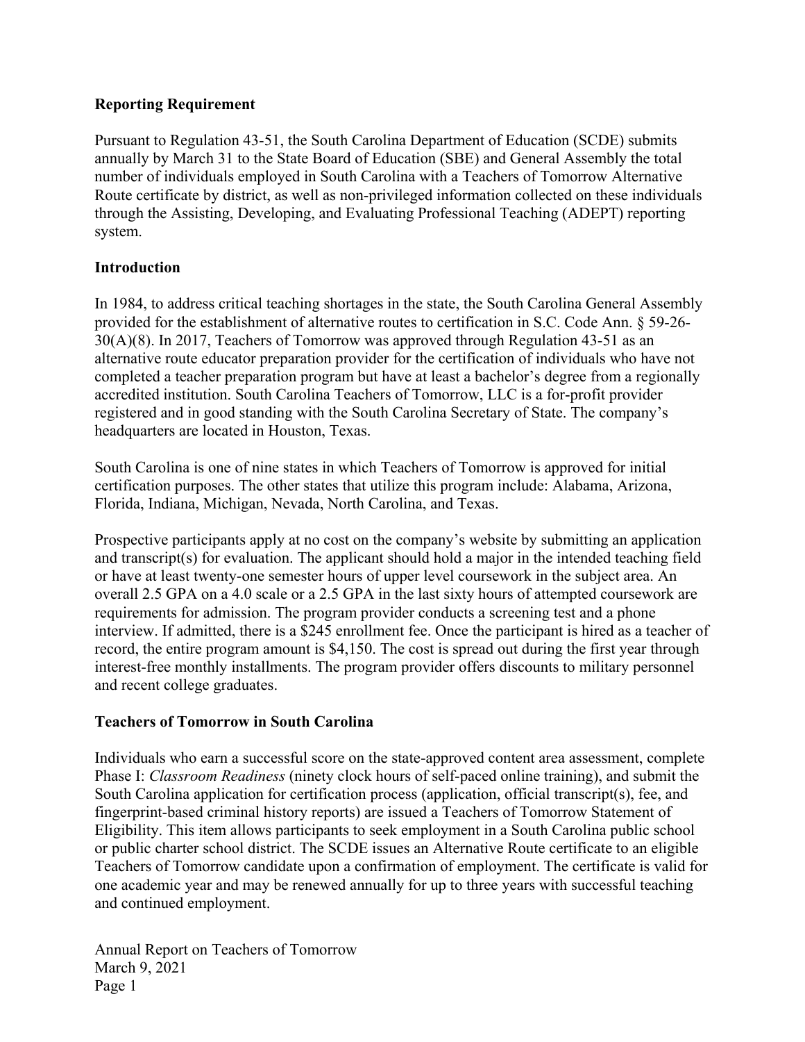## Reporting Requirement

Pursuant to Regulation 43-51, the South Carolina Department of Education (SCDE) submits annually by March 31 to the State Board of Education (SBE) and General Assembly the total number of individuals employed in South Carolina with a Teachers of Tomorrow Alternative Route certificate by district, as well as non-privileged information collected on these individuals through the Assisting, Developing, and Evaluating Professional Teaching (ADEPT) reporting system.

## Introduction

In 1984, to address critical teaching shortages in the state, the South Carolina General Assembly provided for the establishment of alternative routes to certification in S.C. Code Ann. § 59-26-30(A)(8). In 2017, Teachers of Tomorrow was approved through Regulation 43-51 as an alternative route educator preparation provider for the certification of individuals who have not completed a teacher preparation program but have at least a bachelor's degree from a regionally accredited institution. South Carolina Teachers of Tomorrow, LLC is a for-profit provider registered and in good standing with the South Carolina Secretary of State. The company's headquarters are located in Houston, Texas.

South Carolina is one of nine states in which Teachers of Tomorrow is approved for initial certification purposes. The other states that utilize this program include: Alabama, Arizona, Florida, Indiana, Michigan, Nevada, North Carolina, and Texas.

Prospective participants apply at no cost on the company's website by submitting an application and transcript(s) for evaluation. The applicant should hold a major in the intended teaching field or have at least twenty-one semester hours of upper level coursework in the subject area. An overall 2.5 GPA on a 4.0 scale or a 2.5 GPA in the last sixty hours of attempted coursework are requirements for admission. The program provider conducts a screening test and a phone interview. If admitted, there is a $245 enrollment fee. Once the participant is hired as a teacher of record, the entire program amount is $4,150. The cost is spread out during the first year through interest-free monthly installments. The program provider offers discounts to military personnel and recent college graduates.

## Teachers of Tomorrow in South Carolina

Individuals who earn a successful score on the state-approved content area assessment, complete Phase I: *Classroom Readiness* (ninety clock hours of self-paced online training), and submit the South Carolina application for certification process (application, official transcript(s), fee, and fingerprint-based criminal history reports) are issued a Teachers of Tomorrow Statement of Eligibility. This item allows participants to seek employment in a South Carolina public school or public charter school district. The SCDE issues an Alternative Route certificate to an eligible Teachers of Tomorrow candidate upon a confirmation of employment. The certificate is valid for one academic year and may be renewed annually for up to three years with successful teaching and continued employment.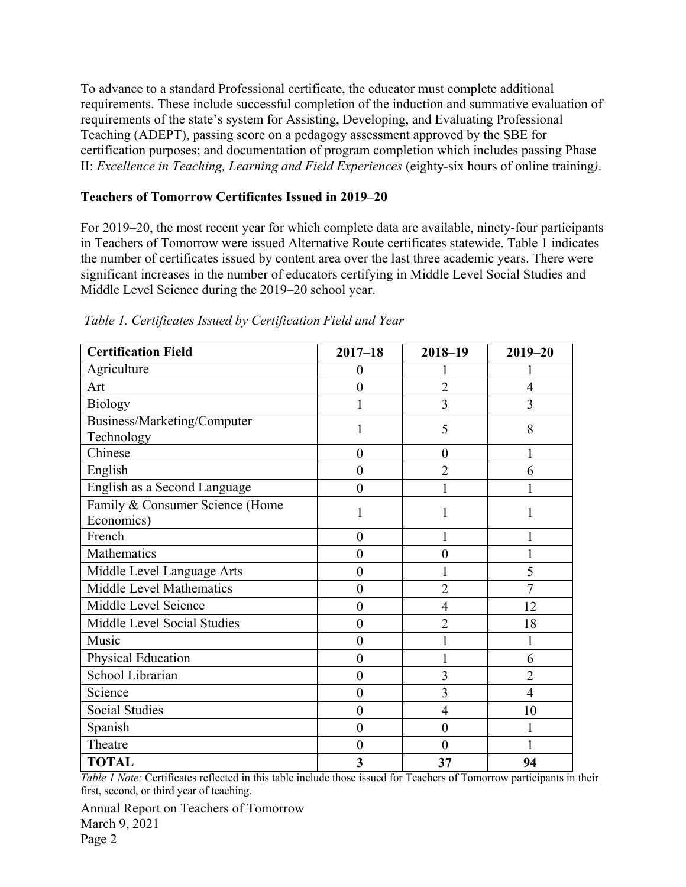To advance to a standard Professional certificate, the educator must complete additional requirements. These include successful completion of the induction and summative evaluation of requirements of the state's system for Assisting, Developing, and Evaluating Professional Teaching (ADEPT), passing score on a pedagogy assessment approved by the SBE for certification purposes; and documentation of program completion which includes passing Phase II: *Excellence in Teaching, Learning and Field Experiences* (eighty-six hours of online training).

**Teachers of Tomorrow Certificates Issued in 2019–20**

For 2019–20, the most recent year for which complete data are available, ninety-four participants in Teachers of Tomorrow were issued Alternative Route certificates statewide. Table 1 indicates the number of certificates issued by content area over the last three academic years. There were significant increases in the number of educators certifying in Middle Level Social Studies and Middle Level Science during the 2019–20 school year.

*Table 1. Certificates Issued by Certification Field and Year*

| Certification Field | 2017–18 | 2018–19 | 2019–20 |
|---|---|---|---|
| Agriculture | 0 | 1 | 1 |
| Art | 0 | 2 | 4 |
| Biology | 1 | 3 | 3 |
| Business/Marketing/Computer Technology | 1 | 5 | 8 |
| Chinese | 0 | 0 | 1 |
| English | 0 | 2 | 6 |
| English as a Second Language | 0 | 1 | 1 |
| Family & Consumer Science (Home Economics) | 1 | 1 | 1 |
| French | 0 | 1 | 1 |
| Mathematics | 0 | 0 | 1 |
| Middle Level Language Arts | 0 | 1 | 5 |
| Middle Level Mathematics | 0 | 2 | 7 |
| Middle Level Science | 0 | 4 | 12 |
| Middle Level Social Studies | 0 | 2 | 18 |
| Music | 0 | 1 | 1 |
| Physical Education | 0 | 1 | 6 |
| School Librarian | 0 | 3 | 2 |
| Science | 0 | 3 | 4 |
| Social Studies | 0 | 4 | 10 |
| Spanish | 0 | 0 | 1 |
| Theatre | 0 | 0 | 1 |
| **TOTAL** | **3** | **37** | **94** |

*Table 1 Note:* Certificates reflected in this table include those issued for Teachers of Tomorrow participants in their first, second, or third year of teaching.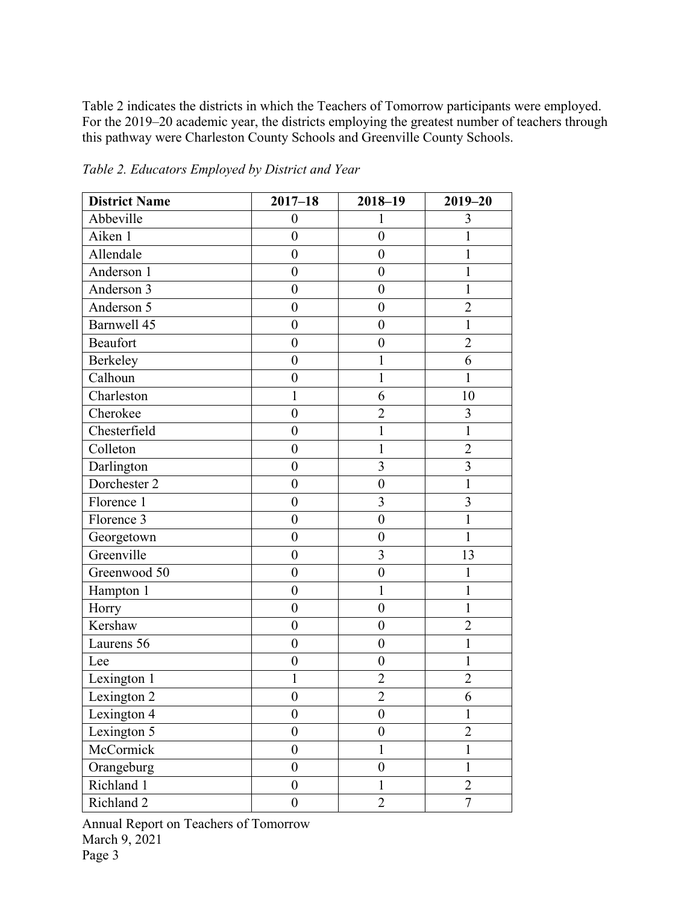Table 2 indicates the districts in which the Teachers of Tomorrow participants were employed. For the 2019–20 academic year, the districts employing the greatest number of teachers through this pathway were Charleston County Schools and Greenville County Schools.

*Table 2. Educators Employed by District and Year*

| District Name | 2017–18 | 2018–19 | 2019–20 |
|---|---|---|---|
| Abbeville | 0 | 1 | 3 |
| Aiken 1 | 0 | 0 | 1 |
| Allendale | 0 | 0 | 1 |
| Anderson 1 | 0 | 0 | 1 |
| Anderson 3 | 0 | 0 | 1 |
| Anderson 5 | 0 | 0 | 2 |
| Barnwell 45 | 0 | 0 | 1 |
| Beaufort | 0 | 0 | 2 |
| Berkeley | 0 | 1 | 6 |
| Calhoun | 0 | 1 | 1 |
| Charleston | 1 | 6 | 10 |
| Cherokee | 0 | 2 | 3 |
| Chesterfield | 0 | 1 | 1 |
| Colleton | 0 | 1 | 2 |
| Darlington | 0 | 3 | 3 |
| Dorchester 2 | 0 | 0 | 1 |
| Florence 1 | 0 | 3 | 3 |
| Florence 3 | 0 | 0 | 1 |
| Georgetown | 0 | 0 | 1 |
| Greenville | 0 | 3 | 13 |
| Greenwood 50 | 0 | 0 | 1 |
| Hampton 1 | 0 | 1 | 1 |
| Horry | 0 | 0 | 1 |
| Kershaw | 0 | 0 | 2 |
| Laurens 56 | 0 | 0 | 1 |
| Lee | 0 | 0 | 1 |
| Lexington 1 | 1 | 2 | 2 |
| Lexington 2 | 0 | 2 | 6 |
| Lexington 4 | 0 | 0 | 1 |
| Lexington 5 | 0 | 0 | 2 |
| McCormick | 0 | 1 | 1 |
| Orangeburg | 0 | 0 | 1 |
| Richland 1 | 0 | 1 | 2 |
| Richland 2 | 0 | 2 | 7 |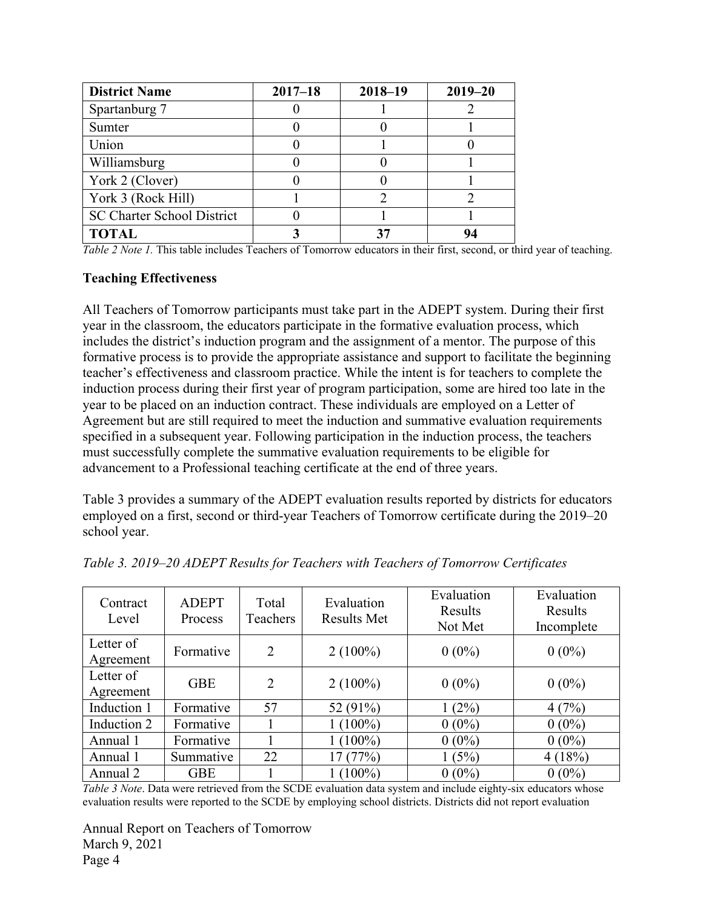| District Name | 2017–18 | 2018–19 | 2019–20 |
|---|---|---|---|
| Spartanburg 7 | 0 | 1 | 2 |
| Sumter | 0 | 0 | 1 |
| Union | 0 | 1 | 0 |
| Williamsburg | 0 | 0 | 1 |
| York 2 (Clover) | 0 | 0 | 1 |
| York 3 (Rock Hill) | 1 | 2 | 2 |
| SC Charter School District | 0 | 1 | 1 |
| **TOTAL** | **3** | **37** | **94** |

*Table 2 Note 1.* This table includes Teachers of Tomorrow educators in their first, second, or third year of teaching.

### Teaching Effectiveness

All Teachers of Tomorrow participants must take part in the ADEPT system. During their first year in the classroom, the educators participate in the formative evaluation process, which includes the district's induction program and the assignment of a mentor. The purpose of this formative process is to provide the appropriate assistance and support to facilitate the beginning teacher's effectiveness and classroom practice. While the intent is for teachers to complete the induction process during their first year of program participation, some are hired too late in the year to be placed on an induction contract. These individuals are employed on a Letter of Agreement but are still required to meet the induction and summative evaluation requirements specified in a subsequent year. Following participation in the induction process, the teachers must successfully complete the summative evaluation requirements to be eligible for advancement to a Professional teaching certificate at the end of three years.

Table 3 provides a summary of the ADEPT evaluation results reported by districts for educators employed on a first, second or third-year Teachers of Tomorrow certificate during the 2019–20 school year.

*Table 3. 2019–20 ADEPT Results for Teachers with Teachers of Tomorrow Certificates*

| Contract Level | ADEPT Process | Total Teachers | Evaluation Results Met | Evaluation Results Not Met | Evaluation Results Incomplete |
|---|---|---|---|---|---|
| Letter of Agreement | Formative | 2 | 2 (100%) | 0 (0%) | 0 (0%) |
| Letter of Agreement | GBE | 2 | 2 (100%) | 0 (0%) | 0 (0%) |
| Induction 1 | Formative | 57 | 52 (91%) | 1 (2%) | 4 (7%) |
| Induction 2 | Formative | 1 | 1 (100%) | 0 (0%) | 0 (0%) |
| Annual 1 | Formative | 1 | 1 (100%) | 0 (0%) | 0 (0%) |
| Annual 1 | Summative | 22 | 17 (77%) | 1 (5%) | 4 (18%) |
| Annual 2 | GBE | 1 | 1 (100%) | 0 (0%) | 0 (0%) |

*Table 3 Note*. Data were retrieved from the SCDE evaluation data system and include eighty-six educators whose evaluation results were reported to the SCDE by employing school districts. Districts did not report evaluation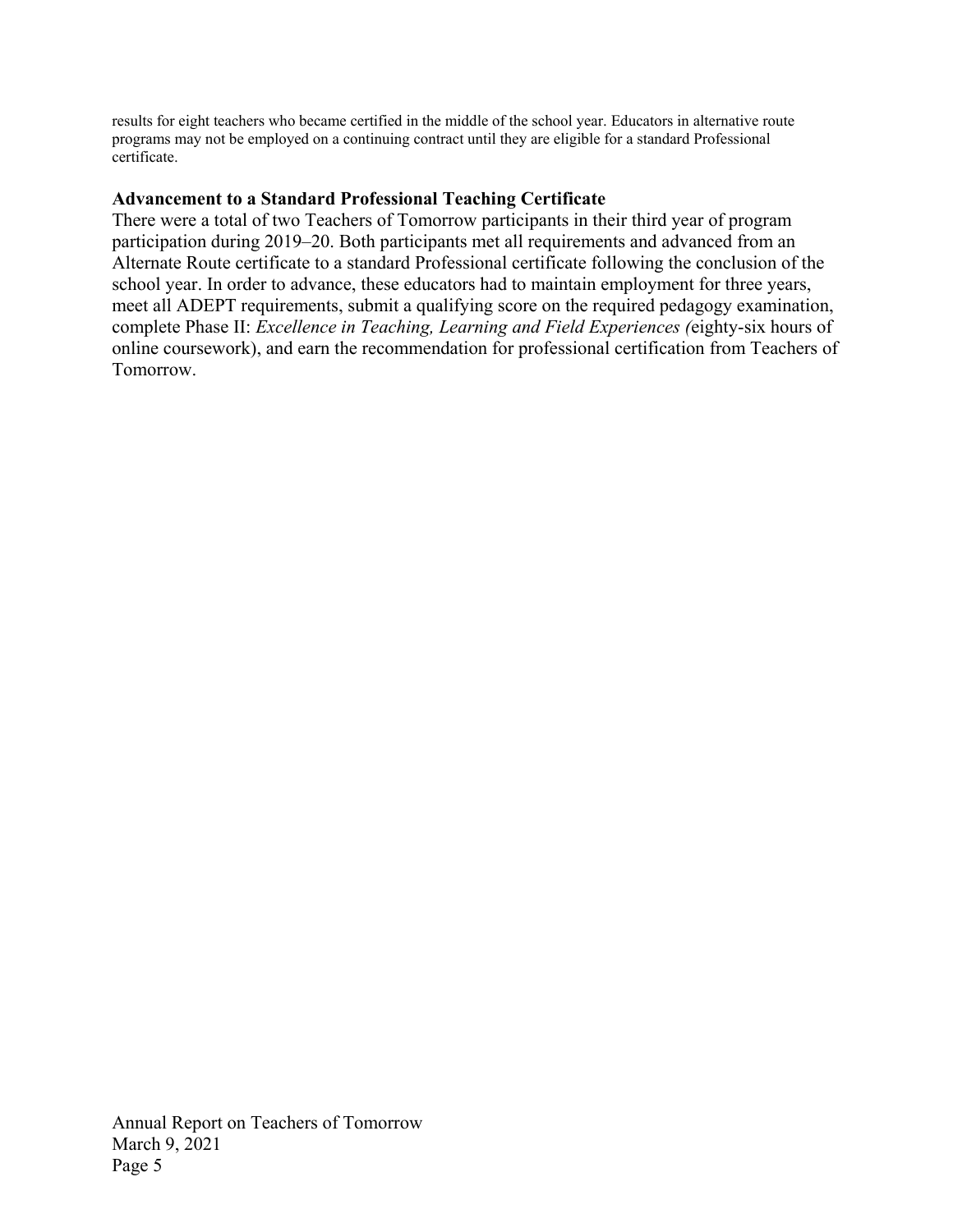results for eight teachers who became certified in the middle of the school year. Educators in alternative route programs may not be employed on a continuing contract until they are eligible for a standard Professional certificate.

### Advancement to a Standard Professional Teaching Certificate

There were a total of two Teachers of Tomorrow participants in their third year of program participation during 2019–20. Both participants met all requirements and advanced from an Alternate Route certificate to a standard Professional certificate following the conclusion of the school year. In order to advance, these educators had to maintain employment for three years, meet all ADEPT requirements, submit a qualifying score on the required pedagogy examination, complete Phase II: *Excellence in Teaching, Learning and Field Experiences (*eighty-six hours of online coursework), and earn the recommendation for professional certification from Teachers of Tomorrow.